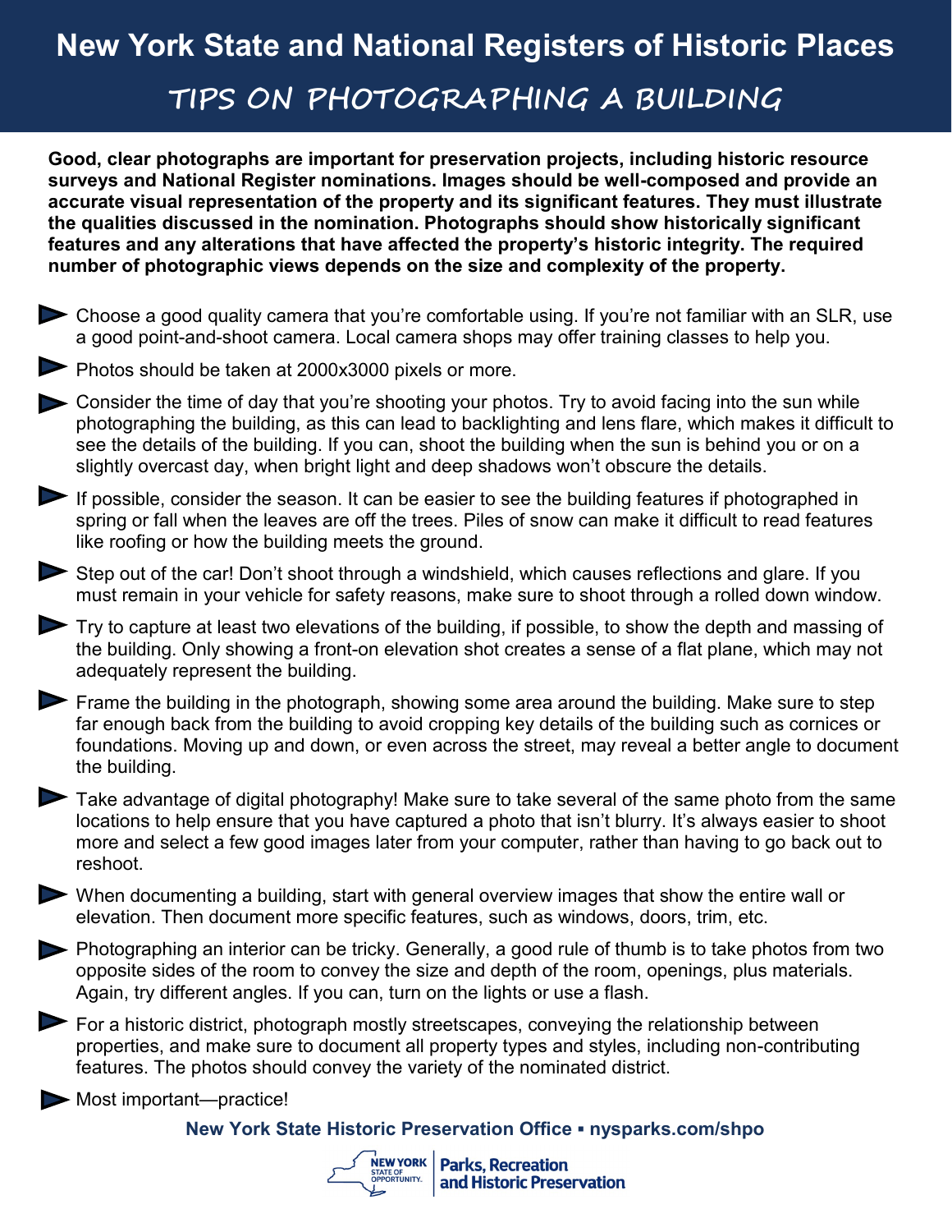# New York State and National Registers of Historic Places

## TIPS ON PHOTOGRAPHING A BUILDING

**Good, clear photographs are important for preservation projects, including historic resource surveys and National Register nominations. Images should be well-composed and provide an accurate visual representation of the property and its significant features. They must illustrate the qualities discussed in the nomination. Photographs should show historically significant features and any alterations that have affected the property's historic integrity. The required number of photographic views depends on the size and complexity of the property.**

- Choose a good quality camera that you're comfortable using. If you're not familiar with an SLR, use a good point-and-shoot camera. Local camera shops may offer training classes to help you.
- Photos should be taken at 2000x3000 pixels or more.
- Consider the time of day that you're shooting your photos. Try to avoid facing into the sun while photographing the building, as this can lead to backlighting and lens flare, which makes it difficult to see the details of the building. If you can, shoot the building when the sun is behind you or on a slightly overcast day, when bright light and deep shadows won't obscure the details.
- If possible, consider the season. It can be easier to see the building features if photographed in spring or fall when the leaves are off the trees. Piles of snow can make it difficult to read features like roofing or how the building meets the ground.
- Step out of the car! Don't shoot through a windshield, which causes reflections and glare. If you must remain in your vehicle for safety reasons, make sure to shoot through a rolled down window.
- Try to capture at least two elevations of the building, if possible, to show the depth and massing of the building. Only showing a front-on elevation shot creates a sense of a flat plane, which may not adequately represent the building.
- Frame the building in the photograph, showing some area around the building. Make sure to step far enough back from the building to avoid cropping key details of the building such as cornices or foundations. Moving up and down, or even across the street, may reveal a better angle to document the building.
- Take advantage of digital photography! Make sure to take several of the same photo from the same locations to help ensure that you have captured a photo that isn't blurry. It's always easier to shoot more and select a few good images later from your computer, rather than having to go back out to reshoot.
- When documenting a building, start with general overview images that show the entire wall or elevation. Then document more specific features, such as windows, doors, trim, etc.
- Photographing an interior can be tricky. Generally, a good rule of thumb is to take photos from two opposite sides of the room to convey the size and depth of the room, openings, plus materials. Again, try different angles. If you can, turn on the lights or use a flash.
- For a historic district, photograph mostly streetscapes, conveying the relationship between properties, and make sure to document all property types and styles, including non-contributing features. The photos should convey the variety of the nominated district.
- Most important—practice!

**New York State Historic Preservation Office ▪ nysparks.com/shpo**

NEW YORK STATE OF OPPORTUNITY. | Parks, Recreation and Historic Preservation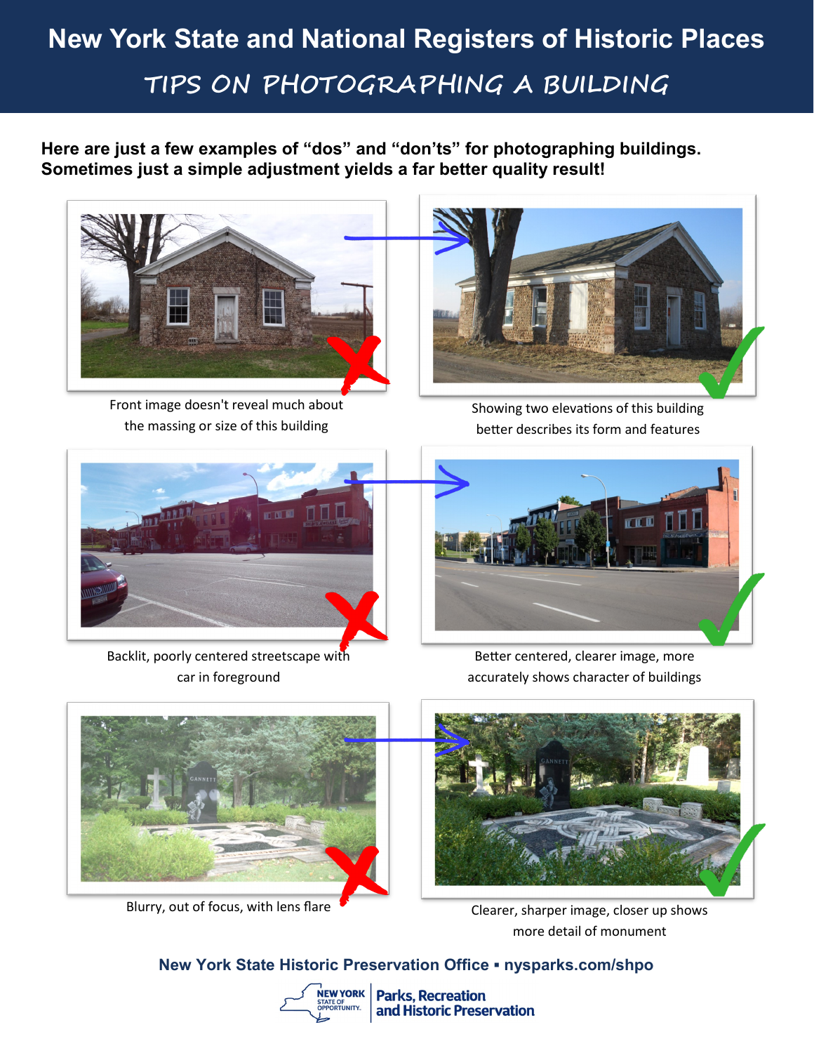# New York State and National Registers of Historic Places

## TIPS ON PHOTOGRAPHING A BUILDING

**Here are just a few examples of "dos" and "don'ts" for photographing buildings. Sometimes just a simple adjustment yields a far better quality result!**

Front image doesn't reveal much about the massing or size of this building

Showing two elevations of this building better describes its form and features

Backlit, poorly centered streetscape with car in foreground

Better centered, clearer image, more accurately shows character of buildings

Blurry, out of focus, with lens flare

Clearer, sharper image, closer up shows more detail of monument

**New York State Historic Preservation Office ▪ nysparks.com/shpo**

NEW YORK STATE OF OPPORTUNITY. | Parks, Recreation and Historic Preservation